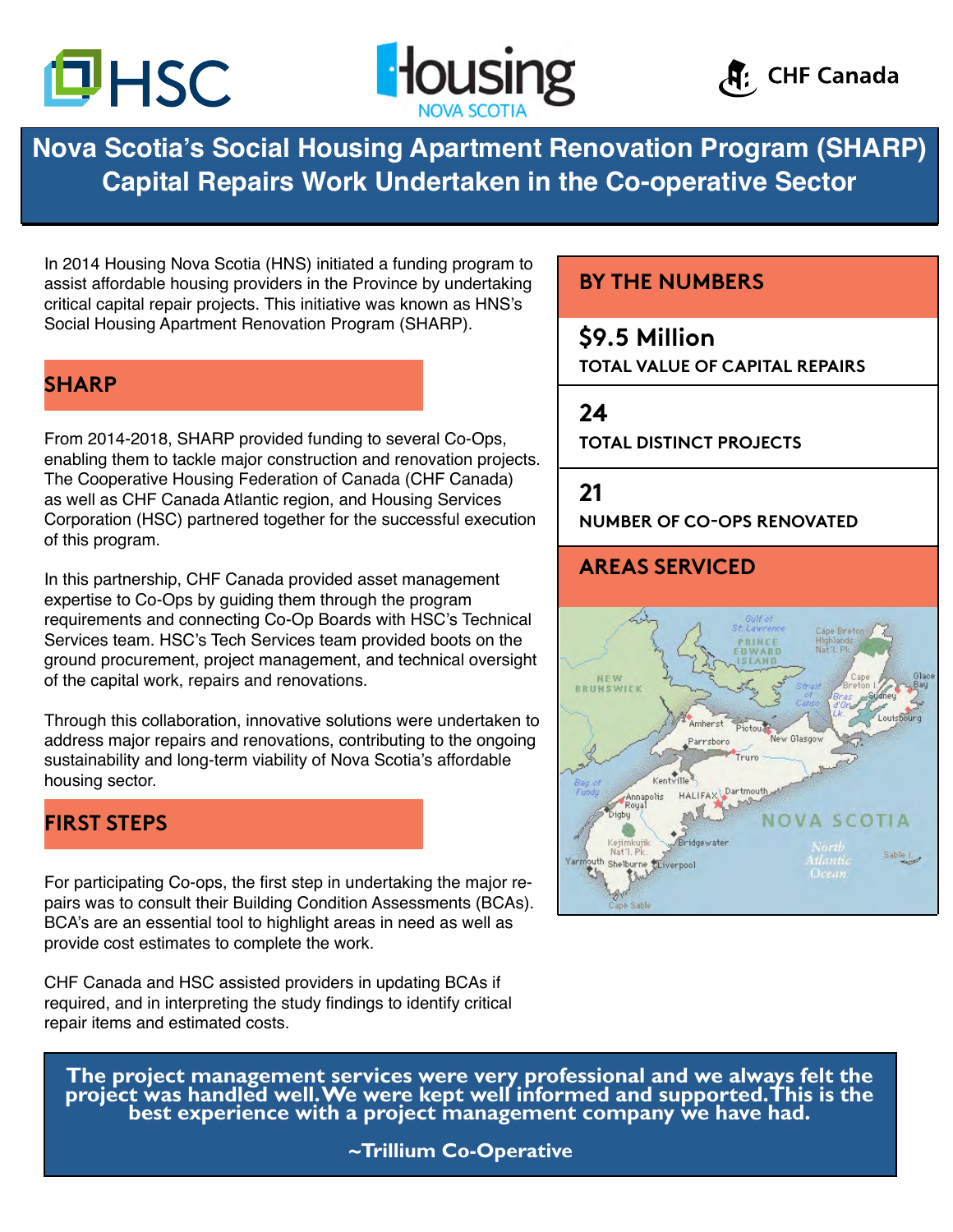# Nova Scotia's Social Housing Apartment Renovation Program (SHARP) Capital Repairs Work Undertaken in the Co-operative Sector

In 2014 Housing Nova Scotia (HNS) initiated a funding program to assist affordable housing providers in the Province by undertaking critical capital repair projects. This initiative was known as HNS's Social Housing Apartment Renovation Program (SHARP).

## SHARP

From 2014-2018, SHARP provided funding to several Co-Ops, enabling them to tackle major construction and renovation projects. The Cooperative Housing Federation of Canada (CHF Canada) as well as CHF Canada Atlantic region, and Housing Services Corporation (HSC) partnered together for the successful execution of this program.

In this partnership, CHF Canada provided asset management expertise to Co-Ops by guiding them through the program requirements and connecting Co-Op Boards with HSC's Technical Services team. HSC's Tech Services team provided boots on the ground procurement, project management, and technical oversight of the capital work, repairs and renovations.

Through this collaboration, innovative solutions were undertaken to address major repairs and renovations, contributing to the ongoing sustainability and long-term viability of Nova Scotia's affordable housing sector.

## FIRST STEPS

For participating Co-ops, the first step in undertaking the major repairs was to consult their Building Condition Assessments (BCAs). BCA's are an essential tool to highlight areas in need as well as provide cost estimates to complete the work.

CHF Canada and HSC assisted providers in updating BCAs if required, and in interpreting the study findings to identify critical repair items and estimated costs.

## BY THE NUMBERS

**$9.5 Million**
TOTAL VALUE OF CAPITAL REPAIRS

**24**
TOTAL DISTINCT PROJECTS

**21**
NUMBER OF CO-OPS RENOVATED

## AREAS SERVICED

**The project management services were very professional and we always felt the project was handled well. We were kept well informed and supported. This is the best experience with a project management company we have had.**

**~Trillium Co-Operative**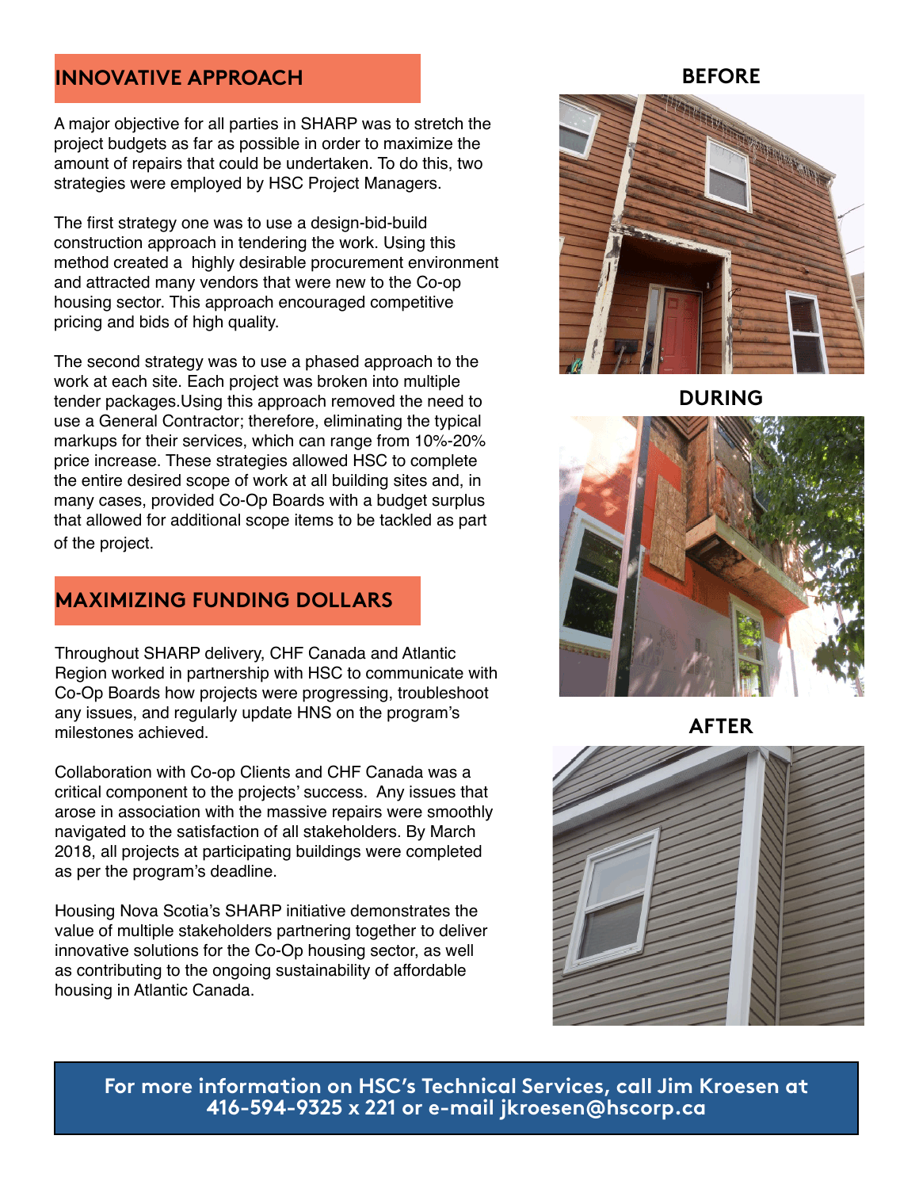## INNOVATIVE APPROACH

A major objective for all parties in SHARP was to stretch the project budgets as far as possible in order to maximize the amount of repairs that could be undertaken. To do this, two strategies were employed by HSC Project Managers.

The first strategy one was to use a design-bid-build construction approach in tendering the work. Using this method created a highly desirable procurement environment and attracted many vendors that were new to the Co-op housing sector. This approach encouraged competitive pricing and bids of high quality.

The second strategy was to use a phased approach to the work at each site. Each project was broken into multiple tender packages.Using this approach removed the need to use a General Contractor; therefore, eliminating the typical markups for their services, which can range from 10%-20% price increase. These strategies allowed HSC to complete the entire desired scope of work at all building sites and, in many cases, provided Co-Op Boards with a budget surplus that allowed for additional scope items to be tackled as part of the project.

## MAXIMIZING FUNDING DOLLARS

Throughout SHARP delivery, CHF Canada and Atlantic Region worked in partnership with HSC to communicate with Co-Op Boards how projects were progressing, troubleshoot any issues, and regularly update HNS on the program's milestones achieved.

Collaboration with Co-op Clients and CHF Canada was a critical component to the projects' success. Any issues that arose in association with the massive repairs were smoothly navigated to the satisfaction of all stakeholders. By March 2018, all projects at participating buildings were completed as per the program's deadline.

Housing Nova Scotia's SHARP initiative demonstrates the value of multiple stakeholders partnering together to deliver innovative solutions for the Co-Op housing sector, as well as contributing to the ongoing sustainability of affordable housing in Atlantic Canada.

**BEFORE**

**DURING**

**AFTER**

**For more information on HSC's Technical Services, call Jim Kroesen at 416-594-9325 x 221 or e-mail jkroesen@hscorp.ca**